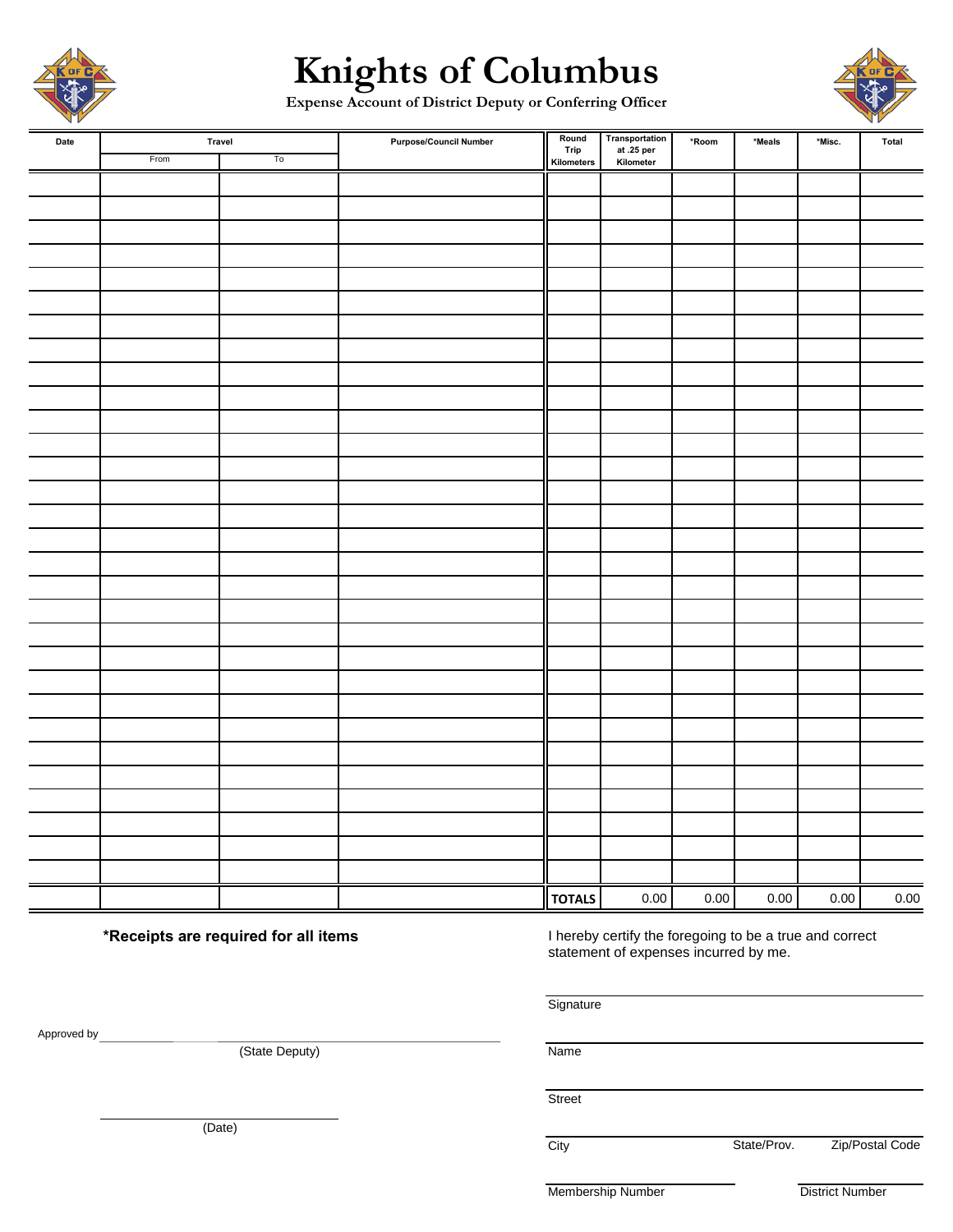# Knights of Columbus

**Expense Account of District Deputy or Conferring Officer**

| Date | Travel | | Purpose/Council Number | Round Trip Kilometers | Transportation at .25 per Kilometer | *Room | *Meals | *Misc. | Total |
|---|---|---|---|---|---|---|---|---|---|
| | From | To | | | | | | | |
| | | | | | | | | | |
| | | | | | | | | | |
| | | | | | | | | | |
| | | | | | | | | | |
| | | | | | | | | | |
| | | | | | | | | | |
| | | | | | | | | | |
| | | | | | | | | | |
| | | | | | | | | | |
| | | | | | | | | | |
| | | | | | | | | | |
| | | | | | | | | | |
| | | | | | | | | | |
| | | | | | | | | | |
| | | | | | | | | | |
| | | | | | | | | | |
| | | | | | | | | | |
| | | | | | | | | | |
| | | | | | | | | | |
| | | | | | | | | | |
| | | | | | | | | | |
| | | | | | | | | | |
| | | | | | | | | | |
| | | | | | | | | | |
| | | | | | | | | | |
| | | | | | | | | | |
| | | | | | | | | | |
| | | | | | | | | | |
| | | | | | | | | | |
| | | | | | | | | | |
| | | | | **TOTALS** | 0.00 | 0.00 | 0.00 | 0.00 | 0.00 |

**\*Receipts are required for all items**

I hereby certify the foregoing to be a true and correct statement of expenses incurred by me.

Signature

Approved by ______________________________
(State Deputy)

Name

Street

______________________________
(Date)

City State/Prov. Zip/Postal Code

Membership Number District Number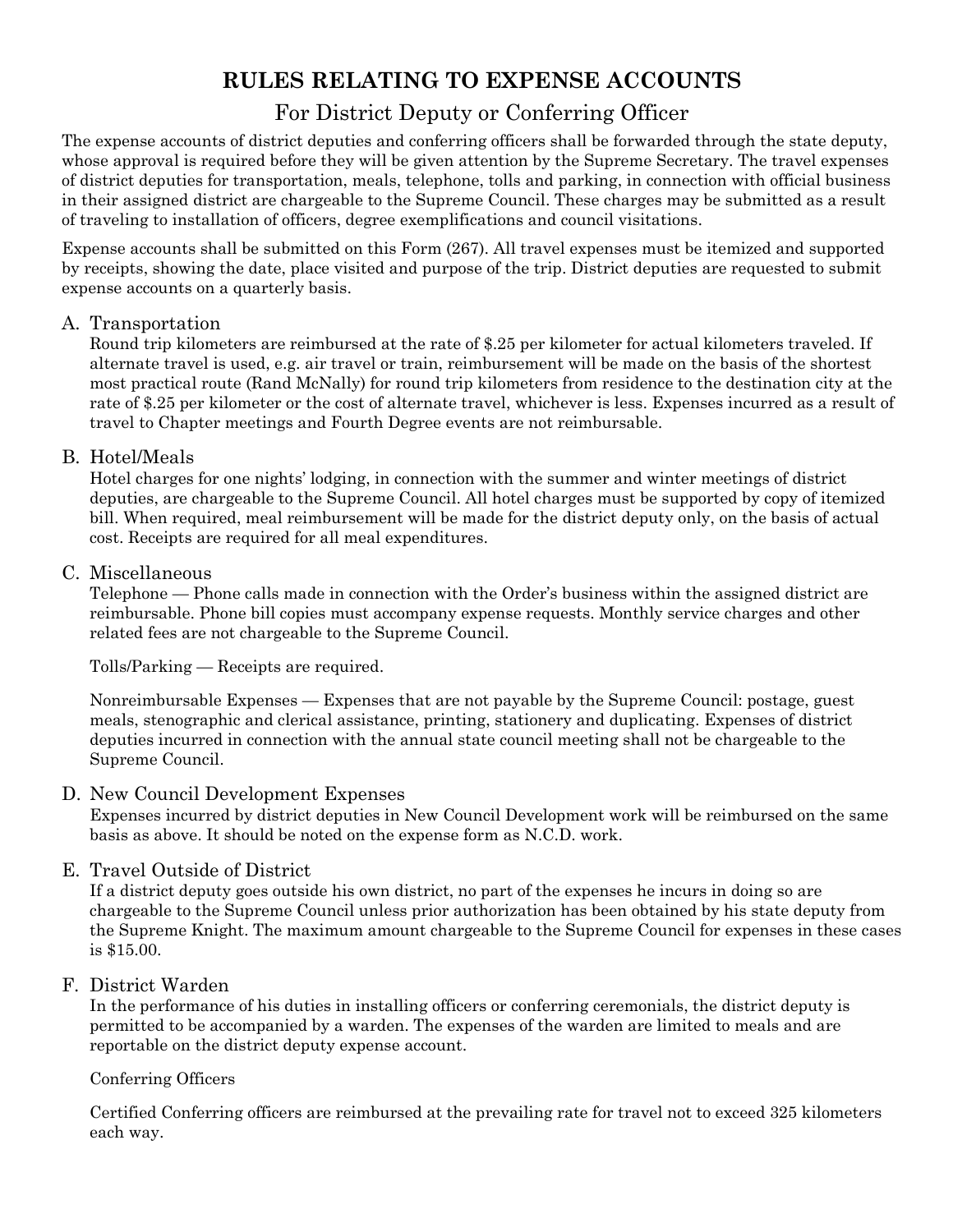# RULES RELATING TO EXPENSE ACCOUNTS

## For District Deputy or Conferring Officer

The expense accounts of district deputies and conferring officers shall be forwarded through the state deputy, whose approval is required before they will be given attention by the Supreme Secretary. The travel expenses of district deputies for transportation, meals, telephone, tolls and parking, in connection with official business in their assigned district are chargeable to the Supreme Council. These charges may be submitted as a result of traveling to installation of officers, degree exemplifications and council visitations.

Expense accounts shall be submitted on this Form (267). All travel expenses must be itemized and supported by receipts, showing the date, place visited and purpose of the trip. District deputies are requested to submit expense accounts on a quarterly basis.

A. Transportation
Round trip kilometers are reimbursed at the rate of $.25 per kilometer for actual kilometers traveled. If alternate travel is used, e.g. air travel or train, reimbursement will be made on the basis of the shortest most practical route (Rand McNally) for round trip kilometers from residence to the destination city at the rate of $.25 per kilometer or the cost of alternate travel, whichever is less. Expenses incurred as a result of travel to Chapter meetings and Fourth Degree events are not reimbursable.

B. Hotel/Meals
Hotel charges for one nights' lodging, in connection with the summer and winter meetings of district deputies, are chargeable to the Supreme Council. All hotel charges must be supported by copy of itemized bill. When required, meal reimbursement will be made for the district deputy only, on the basis of actual cost. Receipts are required for all meal expenditures.

C. Miscellaneous
Telephone — Phone calls made in connection with the Order's business within the assigned district are reimbursable. Phone bill copies must accompany expense requests. Monthly service charges and other related fees are not chargeable to the Supreme Council.

Tolls/Parking — Receipts are required.

Nonreimbursable Expenses — Expenses that are not payable by the Supreme Council: postage, guest meals, stenographic and clerical assistance, printing, stationery and duplicating. Expenses of district deputies incurred in connection with the annual state council meeting shall not be chargeable to the Supreme Council.

D. New Council Development Expenses
Expenses incurred by district deputies in New Council Development work will be reimbursed on the same basis as above. It should be noted on the expense form as N.C.D. work.

E. Travel Outside of District
If a district deputy goes outside his own district, no part of the expenses he incurs in doing so are chargeable to the Supreme Council unless prior authorization has been obtained by his state deputy from the Supreme Knight. The maximum amount chargeable to the Supreme Council for expenses in these cases is $15.00.

F. District Warden
In the performance of his duties in installing officers or conferring ceremonials, the district deputy is permitted to be accompanied by a warden. The expenses of the warden are limited to meals and are reportable on the district deputy expense account.

Conferring Officers

Certified Conferring officers are reimbursed at the prevailing rate for travel not to exceed 325 kilometers each way.